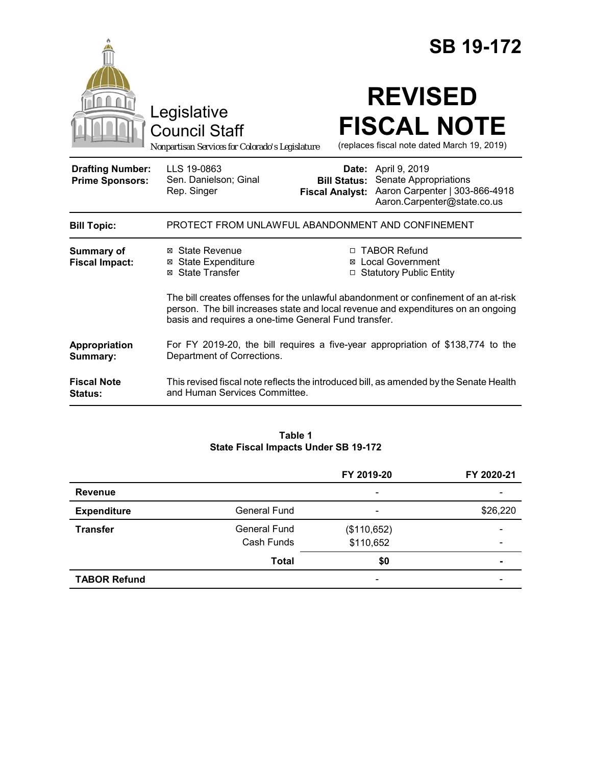# SB 19-172

Legislative Council Staff

*Nonpartisan Services for Colorado's Legislature*

# REVISED FISCAL NOTE

(replaces fiscal note dated March 19, 2019)

| | | | |
|---|---|---|---|
| **Drafting Number:** | LLS 19-0863 | **Date:** | April 9, 2019 |
| **Prime Sponsors:** | Sen. Danielson; Ginal<br>Rep. Singer | **Bill Status:** | Senate Appropriations |
| | | **Fiscal Analyst:** | Aaron Carpenter \| 303-866-4918<br>Aaron.Carpenter@state.co.us |

**Bill Topic:** PROTECT FROM UNLAWFUL ABANDONMENT AND CONFINEMENT

**Summary of Fiscal Impact:**

- ☒ State Revenue
- ☒ State Expenditure
- ☒ State Transfer
- ☐ TABOR Refund
- ☒ Local Government
- ☐ Statutory Public Entity

The bill creates offenses for the unlawful abandonment or confinement of an at-risk person. The bill increases state and local revenue and expenditures on an ongoing basis and requires a one-time General Fund transfer.

**Appropriation Summary:** For FY 2019-20, the bill requires a five-year appropriation of $138,774 to the Department of Corrections.

**Fiscal Note Status:** This revised fiscal note reflects the introduced bill, as amended by the Senate Health and Human Services Committee.

**Table 1**
**State Fiscal Impacts Under SB 19-172**

| | | FY 2019-20 | FY 2020-21 |
|---|---|---|---|
| **Revenue** | | - | - |
| **Expenditure** | General Fund | - | $26,220 |
| **Transfer** | General Fund | ($110,652) | - |
| | Cash Funds | $110,652 | - |
| | **Total** | **$0** | **-** |
| **TABOR Refund** | | - | - |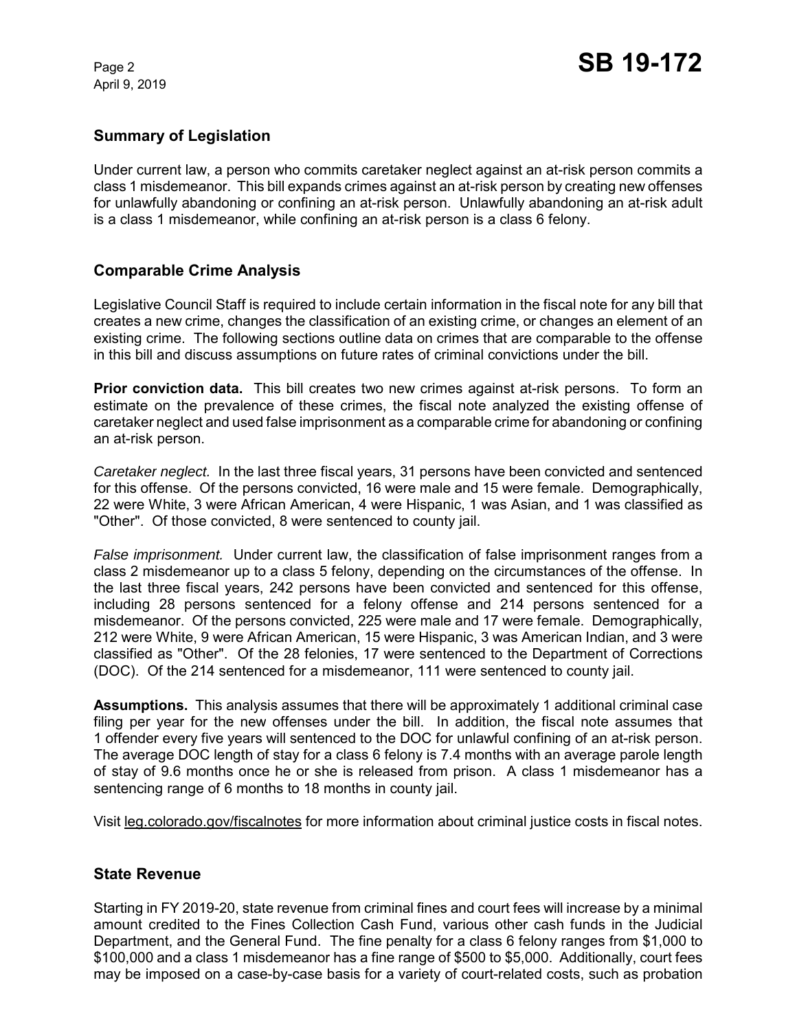## Summary of Legislation

Under current law, a person who commits caretaker neglect against an at-risk person commits a class 1 misdemeanor. This bill expands crimes against an at-risk person by creating new offenses for unlawfully abandoning or confining an at-risk person. Unlawfully abandoning an at-risk adult is a class 1 misdemeanor, while confining an at-risk person is a class 6 felony.

## Comparable Crime Analysis

Legislative Council Staff is required to include certain information in the fiscal note for any bill that creates a new crime, changes the classification of an existing crime, or changes an element of an existing crime. The following sections outline data on crimes that are comparable to the offense in this bill and discuss assumptions on future rates of criminal convictions under the bill.

**Prior conviction data.** This bill creates two new crimes against at-risk persons. To form an estimate on the prevalence of these crimes, the fiscal note analyzed the existing offense of caretaker neglect and used false imprisonment as a comparable crime for abandoning or confining an at-risk person.

*Caretaker neglect.* In the last three fiscal years, 31 persons have been convicted and sentenced for this offense. Of the persons convicted, 16 were male and 15 were female. Demographically, 22 were White, 3 were African American, 4 were Hispanic, 1 was Asian, and 1 was classified as "Other". Of those convicted, 8 were sentenced to county jail.

*False imprisonment.* Under current law, the classification of false imprisonment ranges from a class 2 misdemeanor up to a class 5 felony, depending on the circumstances of the offense. In the last three fiscal years, 242 persons have been convicted and sentenced for this offense, including 28 persons sentenced for a felony offense and 214 persons sentenced for a misdemeanor. Of the persons convicted, 225 were male and 17 were female. Demographically, 212 were White, 9 were African American, 15 were Hispanic, 3 was American Indian, and 3 were classified as "Other". Of the 28 felonies, 17 were sentenced to the Department of Corrections (DOC). Of the 214 sentenced for a misdemeanor, 111 were sentenced to county jail.

**Assumptions.** This analysis assumes that there will be approximately 1 additional criminal case filing per year for the new offenses under the bill. In addition, the fiscal note assumes that 1 offender every five years will sentenced to the DOC for unlawful confining of an at-risk person. The average DOC length of stay for a class 6 felony is 7.4 months with an average parole length of stay of 9.6 months once he or she is released from prison. A class 1 misdemeanor has a sentencing range of 6 months to 18 months in county jail.

Visit leg.colorado.gov/fiscalnotes for more information about criminal justice costs in fiscal notes.

## State Revenue

Starting in FY 2019-20, state revenue from criminal fines and court fees will increase by a minimal amount credited to the Fines Collection Cash Fund, various other cash funds in the Judicial Department, and the General Fund. The fine penalty for a class 6 felony ranges from $1,000 to $100,000 and a class 1 misdemeanor has a fine range of $500 to $5,000. Additionally, court fees may be imposed on a case-by-case basis for a variety of court-related costs, such as probation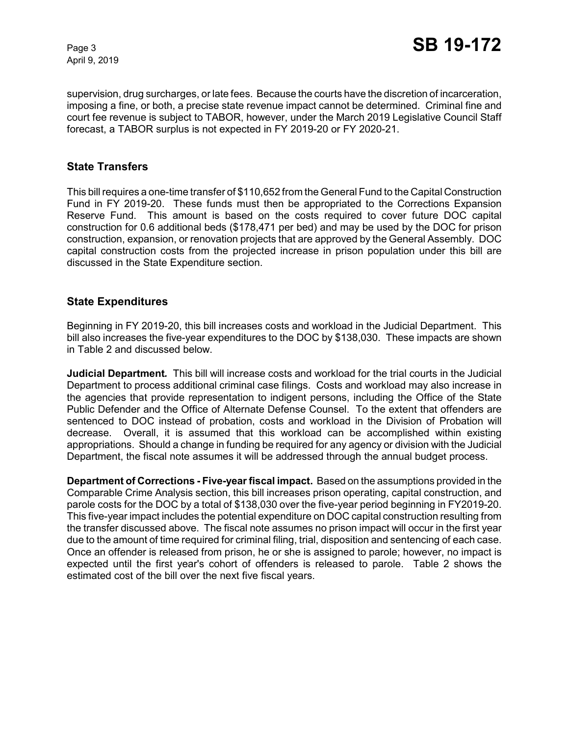supervision, drug surcharges, or late fees. Because the courts have the discretion of incarceration, imposing a fine, or both, a precise state revenue impact cannot be determined. Criminal fine and court fee revenue is subject to TABOR, however, under the March 2019 Legislative Council Staff forecast, a TABOR surplus is not expected in FY 2019-20 or FY 2020-21.

## State Transfers

This bill requires a one-time transfer of $110,652 from the General Fund to the Capital Construction Fund in FY 2019-20. These funds must then be appropriated to the Corrections Expansion Reserve Fund. This amount is based on the costs required to cover future DOC capital construction for 0.6 additional beds ($178,471 per bed) and may be used by the DOC for prison construction, expansion, or renovation projects that are approved by the General Assembly. DOC capital construction costs from the projected increase in prison population under this bill are discussed in the State Expenditure section.

## State Expenditures

Beginning in FY 2019-20, this bill increases costs and workload in the Judicial Department. This bill also increases the five-year expenditures to the DOC by $138,030. These impacts are shown in Table 2 and discussed below.

**Judicial Department.** This bill will increase costs and workload for the trial courts in the Judicial Department to process additional criminal case filings. Costs and workload may also increase in the agencies that provide representation to indigent persons, including the Office of the State Public Defender and the Office of Alternate Defense Counsel. To the extent that offenders are sentenced to DOC instead of probation, costs and workload in the Division of Probation will decrease. Overall, it is assumed that this workload can be accomplished within existing appropriations. Should a change in funding be required for any agency or division with the Judicial Department, the fiscal note assumes it will be addressed through the annual budget process.

**Department of Corrections - Five-year fiscal impact.** Based on the assumptions provided in the Comparable Crime Analysis section, this bill increases prison operating, capital construction, and parole costs for the DOC by a total of $138,030 over the five-year period beginning in FY2019-20. This five-year impact includes the potential expenditure on DOC capital construction resulting from the transfer discussed above. The fiscal note assumes no prison impact will occur in the first year due to the amount of time required for criminal filing, trial, disposition and sentencing of each case. Once an offender is released from prison, he or she is assigned to parole; however, no impact is expected until the first year's cohort of offenders is released to parole. Table 2 shows the estimated cost of the bill over the next five fiscal years.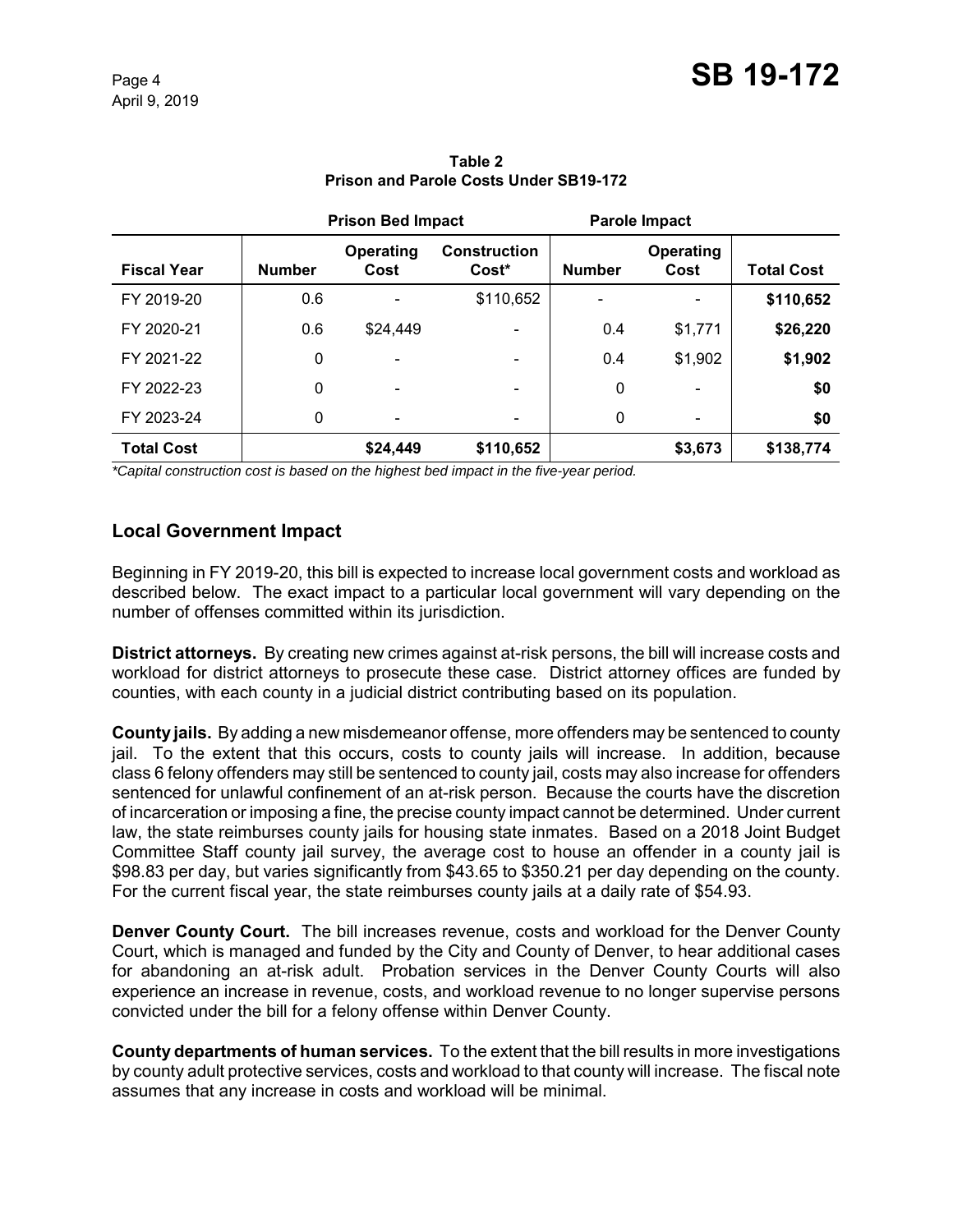**Table 2**
**Prison and Parole Costs Under SB19-172**

| | Prison Bed Impact | | | Parole Impact | | |
|---|---|---|---|---|---|---|
| **Fiscal Year** | **Number** | **Operating Cost** | **Construction Cost*** | **Number** | **Operating Cost** | **Total Cost** |
| FY 2019-20 | 0.6 | - | $110,652 | - | - | **$110,652** |
| FY 2020-21 | 0.6 | $24,449 | - | 0.4 | $1,771 | **$26,220** |
| FY 2021-22 | 0 | - | - | 0.4 | $1,902 | **$1,902** |
| FY 2022-23 | 0 | - | - | 0 | - | **$0** |
| FY 2023-24 | 0 | - | - | 0 | - | **$0** |
| **Total Cost** | | **$24,449** | **$110,652** | | **$3,673** | **$138,774** |

*\*Capital construction cost is based on the highest bed impact in the five-year period.*

## Local Government Impact

Beginning in FY 2019-20, this bill is expected to increase local government costs and workload as described below. The exact impact to a particular local government will vary depending on the number of offenses committed within its jurisdiction.

**District attorneys.** By creating new crimes against at-risk persons, the bill will increase costs and workload for district attorneys to prosecute these case. District attorney offices are funded by counties, with each county in a judicial district contributing based on its population.

**County jails.** By adding a new misdemeanor offense, more offenders may be sentenced to county jail. To the extent that this occurs, costs to county jails will increase. In addition, because class 6 felony offenders may still be sentenced to county jail, costs may also increase for offenders sentenced for unlawful confinement of an at-risk person. Because the courts have the discretion of incarceration or imposing a fine, the precise county impact cannot be determined. Under current law, the state reimburses county jails for housing state inmates. Based on a 2018 Joint Budget Committee Staff county jail survey, the average cost to house an offender in a county jail is $98.83 per day, but varies significantly from $43.65 to $350.21 per day depending on the county. For the current fiscal year, the state reimburses county jails at a daily rate of $54.93.

**Denver County Court.** The bill increases revenue, costs and workload for the Denver County Court, which is managed and funded by the City and County of Denver, to hear additional cases for abandoning an at-risk adult. Probation services in the Denver County Courts will also experience an increase in revenue, costs, and workload revenue to no longer supervise persons convicted under the bill for a felony offense within Denver County.

**County departments of human services.** To the extent that the bill results in more investigations by county adult protective services, costs and workload to that county will increase. The fiscal note assumes that any increase in costs and workload will be minimal.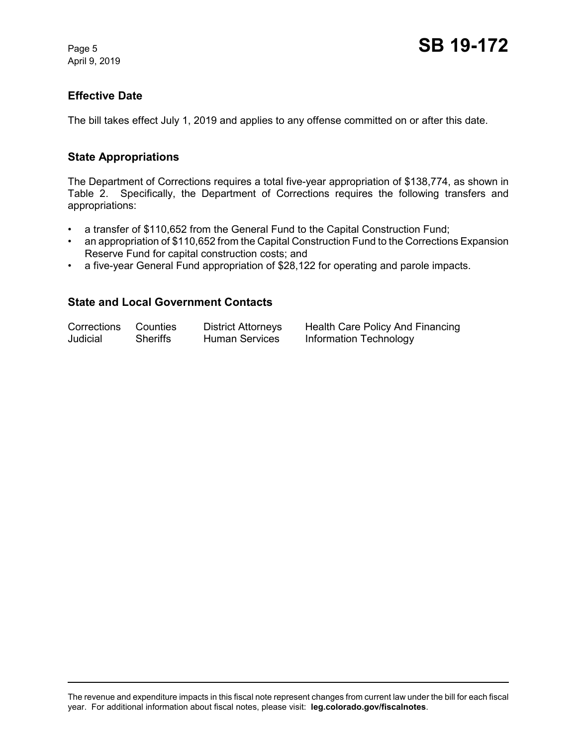## Effective Date

The bill takes effect July 1, 2019 and applies to any offense committed on or after this date.

## State Appropriations

The Department of Corrections requires a total five-year appropriation of $138,774, as shown in Table 2. Specifically, the Department of Corrections requires the following transfers and appropriations:

- a transfer of $110,652 from the General Fund to the Capital Construction Fund;
- an appropriation of $110,652 from the Capital Construction Fund to the Corrections Expansion Reserve Fund for capital construction costs; and
- a five-year General Fund appropriation of $28,122 for operating and parole impacts.

## State and Local Government Contacts

| | | | |
|---|---|---|---|
| Corrections | Counties | District Attorneys | Health Care Policy And Financing |
| Judicial | Sheriffs | Human Services | Information Technology |

The revenue and expenditure impacts in this fiscal note represent changes from current law under the bill for each fiscal year. For additional information about fiscal notes, please visit: **leg.colorado.gov/fiscalnotes**.